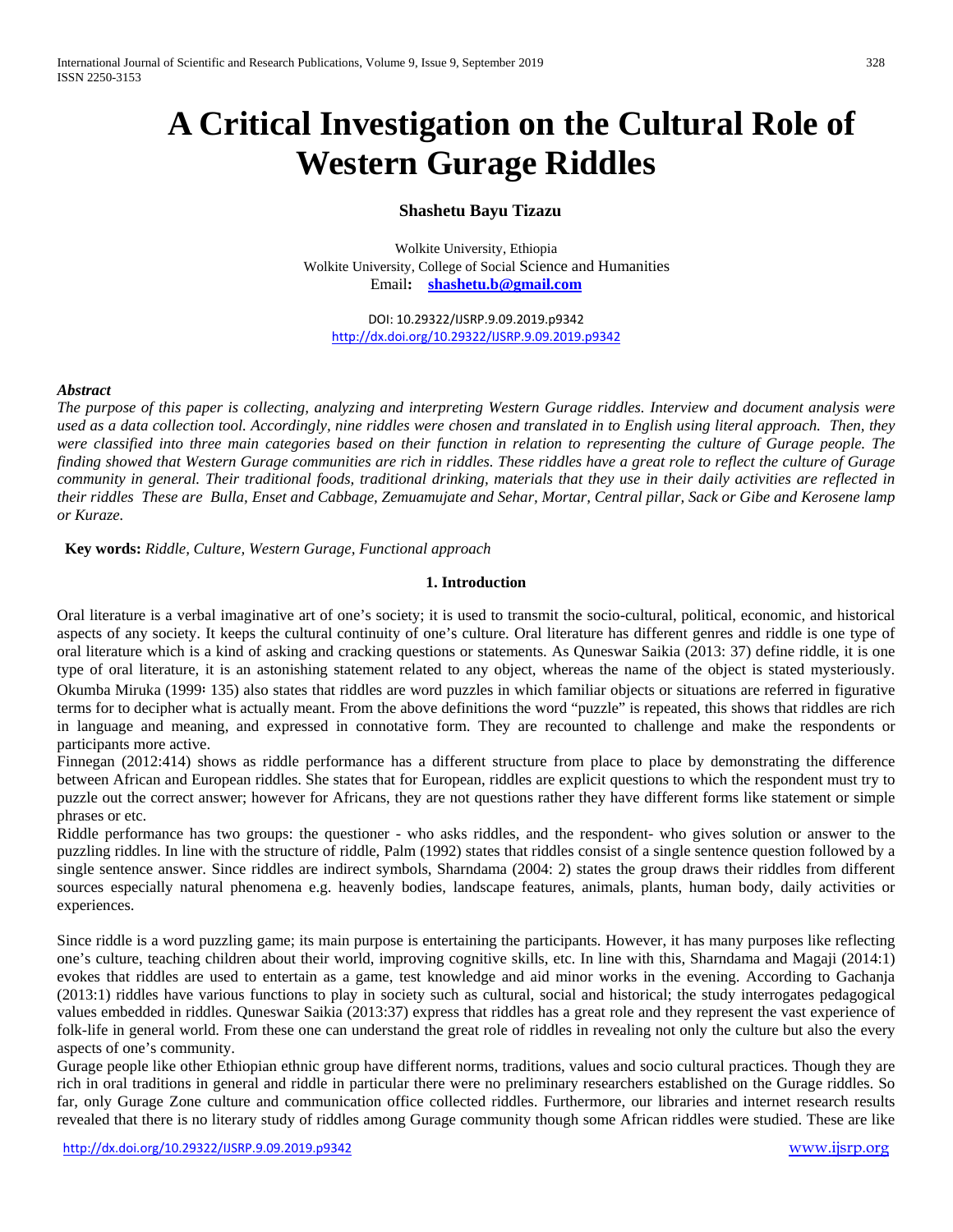# A Critical Investigation on the Cultural Role of Western Gurage Riddles

**Shashetu Bayu Tizazu**

Wolkite University, Ethiopia
Wolkite University, College of Social Science and Humanities
Email**:** **shashetu.b@gmail.com**

DOI: 10.29322/IJSRP.9.09.2019.p9342
http://dx.doi.org/10.29322/IJSRP.9.09.2019.p9342

***Abstract***

*The purpose of this paper is collecting, analyzing and interpreting Western Gurage riddles. Interview and document analysis were used as a data collection tool. Accordingly, nine riddles were chosen and translated in to English using literal approach. Then, they were classified into three main categories based on their function in relation to representing the culture of Gurage people. The finding showed that Western Gurage communities are rich in riddles. These riddles have a great role to reflect the culture of Gurage community in general. Their traditional foods, traditional drinking, materials that they use in their daily activities are reflected in their riddles These are Bulla, Enset and Cabbage, Zemuamujate and Sehar, Mortar, Central pillar, Sack or Gibe and Kerosene lamp or Kuraze.*

**Key words:** *Riddle, Culture, Western Gurage, Functional approach*

## 1. Introduction

Oral literature is a verbal imaginative art of one's society; it is used to transmit the socio-cultural, political, economic, and historical aspects of any society. It keeps the cultural continuity of one's culture. Oral literature has different genres and riddle is one type of oral literature which is a kind of asking and cracking questions or statements. As Quneswar Saikia (2013: 37) define riddle, it is one type of oral literature, it is an astonishing statement related to any object, whereas the name of the object is stated mysteriously. Okumba Miruka (1999፡ 135) also states that riddles are word puzzles in which familiar objects or situations are referred in figurative terms for to decipher what is actually meant. From the above definitions the word "puzzle" is repeated, this shows that riddles are rich in language and meaning, and expressed in connotative form. They are recounted to challenge and make the respondents or participants more active.

Finnegan (2012:414) shows as riddle performance has a different structure from place to place by demonstrating the difference between African and European riddles. She states that for European, riddles are explicit questions to which the respondent must try to puzzle out the correct answer; however for Africans, they are not questions rather they have different forms like statement or simple phrases or etc.

Riddle performance has two groups: the questioner - who asks riddles, and the respondent- who gives solution or answer to the puzzling riddles. In line with the structure of riddle, Palm (1992) states that riddles consist of a single sentence question followed by a single sentence answer. Since riddles are indirect symbols, Sharndama (2004: 2) states the group draws their riddles from different sources especially natural phenomena e.g. heavenly bodies, landscape features, animals, plants, human body, daily activities or experiences.

Since riddle is a word puzzling game; its main purpose is entertaining the participants. However, it has many purposes like reflecting one's culture, teaching children about their world, improving cognitive skills, etc. In line with this, Sharndama and Magaji (2014:1) evokes that riddles are used to entertain as a game, test knowledge and aid minor works in the evening. According to Gachanja (2013:1) riddles have various functions to play in society such as cultural, social and historical; the study interrogates pedagogical values embedded in riddles. Quneswar Saikia (2013:37) express that riddles has a great role and they represent the vast experience of folk-life in general world. From these one can understand the great role of riddles in revealing not only the culture but also the every aspects of one's community.

Gurage people like other Ethiopian ethnic group have different norms, traditions, values and socio cultural practices. Though they are rich in oral traditions in general and riddle in particular there were no preliminary researchers established on the Gurage riddles. So far, only Gurage Zone culture and communication office collected riddles. Furthermore, our libraries and internet research results revealed that there is no literary study of riddles among Gurage community though some African riddles were studied. These are like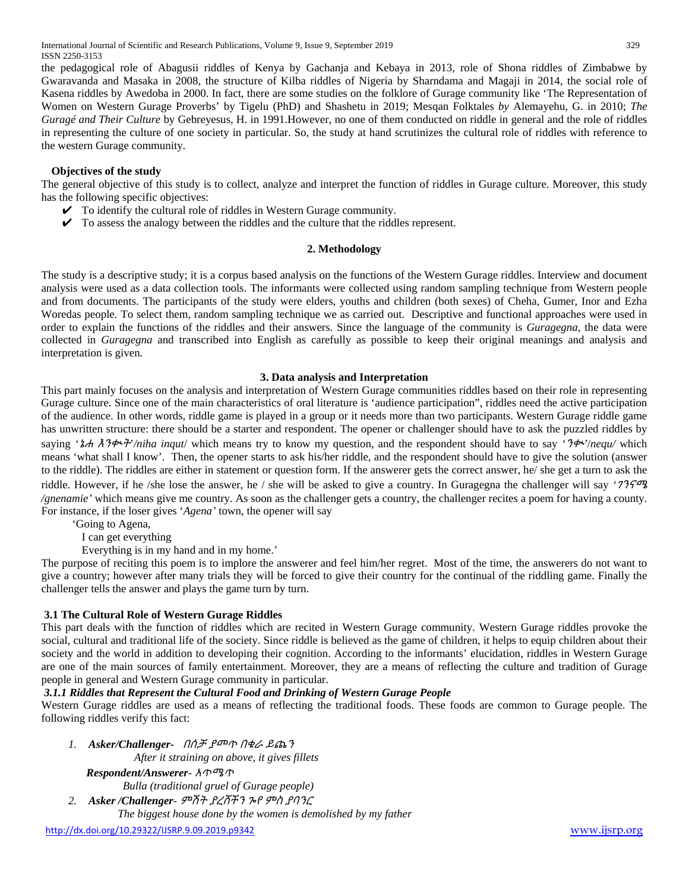the pedagogical role of Abagusii riddles of Kenya by Gachanja and Kebaya in 2013, role of Shona riddles of Zimbabwe by Gwaravanda and Masaka in 2008, the structure of Kilba riddles of Nigeria by Sharndama and Magaji in 2014, the social role of Kasena riddles by Awedoba in 2000. In fact, there are some studies on the folklore of Gurage community like 'The Representation of Women on Western Gurage Proverbs' by Tigelu (PhD) and Shashetu in 2019; Mesqan Folktales *by* Alemayehu, G. in 2010; *The Guragé and Their Culture* by Gebreyesus, H. in 1991.However, no one of them conducted on riddle in general and the role of riddles in representing the culture of one society in particular. So, the study at hand scrutinizes the cultural role of riddles with reference to the western Gurage community.

**Objectives of the study**

The general objective of this study is to collect, analyze and interpret the function of riddles in Gurage culture. Moreover, this study has the following specific objectives:

- ✔ To identify the cultural role of riddles in Western Gurage community.
- ✔ To assess the analogy between the riddles and the culture that the riddles represent.

## 2. Methodology

The study is a descriptive study; it is a corpus based analysis on the functions of the Western Gurage riddles. Interview and document analysis were used as a data collection tools. The informants were collected using random sampling technique from Western people and from documents. The participants of the study were elders, youths and children (both sexes) of Cheha, Gumer, Inor and Ezha Woredas people. To select them, random sampling technique we as carried out. Descriptive and functional approaches were used in order to explain the functions of the riddles and their answers. Since the language of the community is *Guragegna*, the data were collected in *Guragegna* and transcribed into English as carefully as possible to keep their original meanings and analysis and interpretation is given.

## 3. Data analysis and Interpretation

This part mainly focuses on the analysis and interpretation of Western Gurage communities riddles based on their role in representing Gurage culture. Since one of the main characteristics of oral literature is 'audience participation", riddles need the active participation of the audience. In other words, riddle game is played in a group or it needs more than two participants. Western Gurage riddle game has unwritten structure: there should be a starter and respondent. The opener or challenger should have to ask the puzzled riddles by saying '*ኔሐ እንቍት/niha inqut*/ which means try to know my question, and the respondent should have to say '*ንቍ*'/*nequ/* which means 'what shall I know'. Then, the opener starts to ask his/her riddle, and the respondent should have to give the solution (answer to the riddle). The riddles are either in statement or question form. If the answerer gets the correct answer, he/ she get a turn to ask the riddle. However, if he /she lose the answer, he / she will be asked to give a country. In Guragegna the challenger will say '*ገንናሜ /gnenamie'* which means give me country. As soon as the challenger gets a country, the challenger recites a poem for having a county. For instance, if the loser gives '*Agena'* town, the opener will say

'Going to Agena,
I can get everything
Everything is in my hand and in my home.'

The purpose of reciting this poem is to implore the answerer and feel him/her regret. Most of the time, the answerers do not want to give a country; however after many trials they will be forced to give their country for the continual of the riddling game. Finally the challenger tells the answer and plays the game turn by turn.

### 3.1 The Cultural Role of Western Gurage Riddles

This part deals with the function of riddles which are recited in Western Gurage community. Western Gurage riddles provoke the social, cultural and traditional life of the society. Since riddle is believed as the game of children, it helps to equip children about their society and the world in addition to developing their cognition. According to the informants' elucidation, riddles in Western Gurage are one of the main sources of family entertainment. Moreover, they are a means of reflecting the culture and tradition of Gurage people in general and Western Gurage community in particular.

#### *3.1.1 Riddles that Represent the Cultural Food and Drinking of Western Gurage People*

Western Gurage riddles are used as a means of reflecting the traditional foods. These foods are common to Gurage people. The following riddles verify this fact:

1. ***Asker/Challenger-*** *በሰቻ ያመጥ በቁራ ይጨን*
   *After it straining on above, it gives fillets*
   ***Respondent/Answerer-*** *አጥሜጥ*
   *Bulla (traditional gruel of Gurage people)*
2. ***Asker /Challenger-*** *ምሸት ያረሸችን ጐየ ምስ ያባንር*
   *The biggest house done by the women is demolished by my father*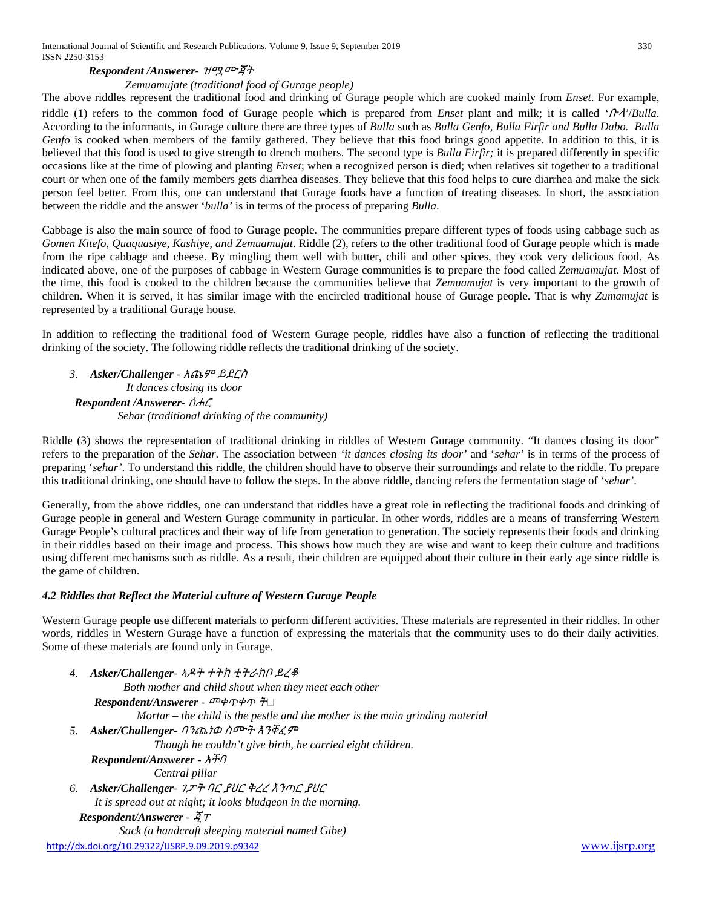***Respondent /Answerer***- *ዝሟሙጃት*

*Zemuamujate (traditional food of Gurage people)*

The above riddles represent the traditional food and drinking of Gurage people which are cooked mainly from *Enset*. For example, riddle (1) refers to the common food of Gurage people which is prepared from *Enset* plant and milk; it is called '*ቡላ*'/*Bulla*. According to the informants, in Gurage culture there are three types of *Bulla* such as *Bulla Genfo, Bulla Firfir and Bulla Dabo. Bulla Genfo* is cooked when members of the family gathered. They believe that this food brings good appetite. In addition to this, it is believed that this food is used to give strength to drench mothers. The second type is *Bulla Firfir;* it is prepared differently in specific occasions like at the time of plowing and planting *Enset*; when a recognized person is died; when relatives sit together to a traditional court or when one of the family members gets diarrhea diseases. They believe that this food helps to cure diarrhea and make the sick person feel better. From this, one can understand that Gurage foods have a function of treating diseases. In short, the association between the riddle and the answer '*bulla'* is in terms of the process of preparing *Bulla*.

Cabbage is also the main source of food to Gurage people. The communities prepare different types of foods using cabbage such as *Gomen Kitefo, Quaquasiye, Kashiye, and Zemuamujat*. Riddle (2), refers to the other traditional food of Gurage people which is made from the ripe cabbage and cheese. By mingling them well with butter, chili and other spices, they cook very delicious food. As indicated above, one of the purposes of cabbage in Western Gurage communities is to prepare the food called *Zemuamujat*. Most of the time, this food is cooked to the children because the communities believe that *Zemuamujat* is very important to the growth of children. When it is served, it has similar image with the encircled traditional house of Gurage people. That is why *Zumamujat* is represented by a traditional Gurage house.

In addition to reflecting the traditional food of Western Gurage people, riddles have also a function of reflecting the traditional drinking of the society. The following riddle reflects the traditional drinking of the society.

3. ***Asker/Challenger*** - *አጨም ይደርስ*

   *It dances closing its door*

   ***Respondent /Answerer***- *ሰሐር*

   *Sehar (traditional drinking of the community)*

Riddle (3) shows the representation of traditional drinking in riddles of Western Gurage community. "It dances closing its door" refers to the preparation of the *Sehar*. The association between *'it dances closing its door'* and '*sehar'* is in terms of the process of preparing '*sehar'*. To understand this riddle, the children should have to observe their surroundings and relate to the riddle. To prepare this traditional drinking, one should have to follow the steps. In the above riddle, dancing refers the fermentation stage of '*sehar'*.

Generally, from the above riddles, one can understand that riddles have a great role in reflecting the traditional foods and drinking of Gurage people in general and Western Gurage community in particular. In other words, riddles are a means of transferring Western Gurage People's cultural practices and their way of life from generation to generation. The society represents their foods and drinking in their riddles based on their image and process. This shows how much they are wise and want to keep their culture and traditions using different mechanisms such as riddle. As a result, their children are equipped about their culture in their early age since riddle is the game of children.

### *4.2 Riddles that Reflect the Material culture of Western Gurage People*

Western Gurage people use different materials to perform different activities. These materials are represented in their riddles. In other words, riddles in Western Gurage have a function of expressing the materials that the community uses to do their daily activities. Some of these materials are found only in Gurage.

4. ***Asker/Challenger***- *አዶት ተትከ ቲትራከበ ይረቆ*

   *Both mother and child shout when they meet each other*

   ***Respondent/Answerer*** - *መቀጥቀጥ ት*

   *Mortar – the child is the pestle and the mother is the main grinding material*

5. ***Asker/Challenger***- *ባንጨነወ ስሙት እንቐፈም*

   *Though he couldn't give birth, he carried eight children.*

   ***Respondent/Answerer*** - *አቾባ*

   *Central pillar*

6. ***Asker/Challenger***- *ገፓት ባር ያሀር ቅረረ እንጣር ያሀር*

   *It is spread out at night; it looks bludgeon in the morning.*

   ***Respondent/Answerer*** - *ጇፐ*

   *Sack (a handcraft sleeping material named Gibe)*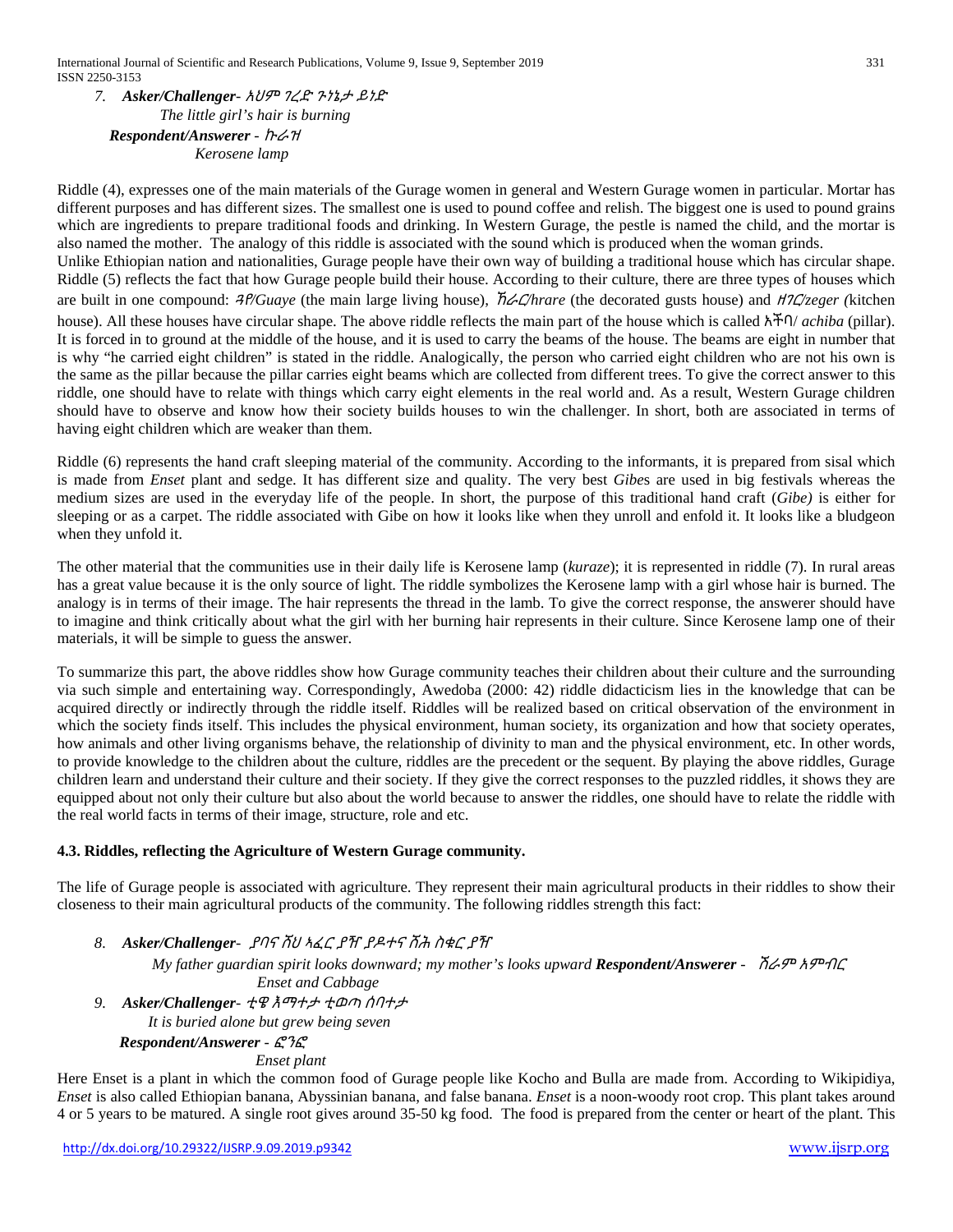7. ***Asker/Challenger***- *አሀም ገረድ ጉነኔታ ይነድ*

   *The little girl's hair is burning*

   ***Respondent/Answerer*** - *ኩራዝ*

   *Kerosene lamp*

Riddle (4), expresses one of the main materials of the Gurage women in general and Western Gurage women in particular. Mortar has different purposes and has different sizes. The smallest one is used to pound coffee and relish. The biggest one is used to pound grains which are ingredients to prepare traditional foods and drinking. In Western Gurage, the pestle is named the child, and the mortar is also named the mother. The analogy of this riddle is associated with the sound which is produced when the woman grinds.

Unlike Ethiopian nation and nationalities, Gurage people have their own way of building a traditional house which has circular shape. Riddle (5) reflects the fact that how Gurage people build their house. According to their culture, there are three types of houses which are built in one compound: *ጓየ/Guaye* (the main large living house), *ኸራር/hrare* (the decorated gusts house) and *ዘገር/zeger (*kitchen house). All these houses have circular shape. The above riddle reflects the main part of the house which is called አችባ/ *achiba* (pillar). It is forced in to ground at the middle of the house, and it is used to carry the beams of the house. The beams are eight in number that is why "he carried eight children" is stated in the riddle. Analogically, the person who carried eight children who are not his own is the same as the pillar because the pillar carries eight beams which are collected from different trees. To give the correct answer to this riddle, one should have to relate with things which carry eight elements in the real world and. As a result, Western Gurage children should have to observe and know how their society builds houses to win the challenger. In short, both are associated in terms of having eight children which are weaker than them.

Riddle (6) represents the hand craft sleeping material of the community. According to the informants, it is prepared from sisal which is made from *Enset* plant and sedge. It has different size and quality. The very best *Gibe*s are used in big festivals whereas the medium sizes are used in the everyday life of the people. In short, the purpose of this traditional hand craft (*Gibe)* is either for sleeping or as a carpet. The riddle associated with Gibe on how it looks like when they unroll and enfold it. It looks like a bludgeon when they unfold it.

The other material that the communities use in their daily life is Kerosene lamp (*kuraze*); it is represented in riddle (7). In rural areas has a great value because it is the only source of light. The riddle symbolizes the Kerosene lamp with a girl whose hair is burned. The analogy is in terms of their image. The hair represents the thread in the lamb. To give the correct response, the answerer should have to imagine and think critically about what the girl with her burning hair represents in their culture. Since Kerosene lamp one of their materials, it will be simple to guess the answer.

To summarize this part, the above riddles show how Gurage community teaches their children about their culture and the surrounding via such simple and entertaining way. Correspondingly, Awedoba (2000: 42) riddle didacticism lies in the knowledge that can be acquired directly or indirectly through the riddle itself. Riddles will be realized based on critical observation of the environment in which the society finds itself. This includes the physical environment, human society, its organization and how that society operates, how animals and other living organisms behave, the relationship of divinity to man and the physical environment, etc. In other words, to provide knowledge to the children about the culture, riddles are the precedent or the sequent. By playing the above riddles, Gurage children learn and understand their culture and their society. If they give the correct responses to the puzzled riddles, it shows they are equipped about not only their culture but also about the world because to answer the riddles, one should have to relate the riddle with the real world facts in terms of their image, structure, role and etc.

### 4.3. Riddles, reflecting the Agriculture of Western Gurage community.

The life of Gurage people is associated with agriculture. They represent their main agricultural products in their riddles to show their closeness to their main agricultural products of the community. The following riddles strength this fact:

8. ***Asker/Challenger***- *ያባና ሸሀ ኣፈር ያኸ ያዶተና ሸሕ ስቁር ያኸ*

   *My father guardian spirit looks downward; my mother's looks upward* ***Respondent/Answerer*** - *ሸራም ኣምብር*

   *Enset and Cabbage*

9. ***Asker/Challenger***- *ቲዊ እማተታ ቲወጣ ሰባተታ*

   *It is buried alone but grew being seven*

   ***Respondent/Answerer*** - *ፎንፎ*

   *Enset plant*

Here Enset is a plant in which the common food of Gurage people like Kocho and Bulla are made from. According to Wikipidiya, *Enset* is also called Ethiopian banana, Abyssinian banana, and false banana. *Enset* is a noon-woody root crop. This plant takes around 4 or 5 years to be matured. A single root gives around 35-50 kg food. The food is prepared from the center or heart of the plant. This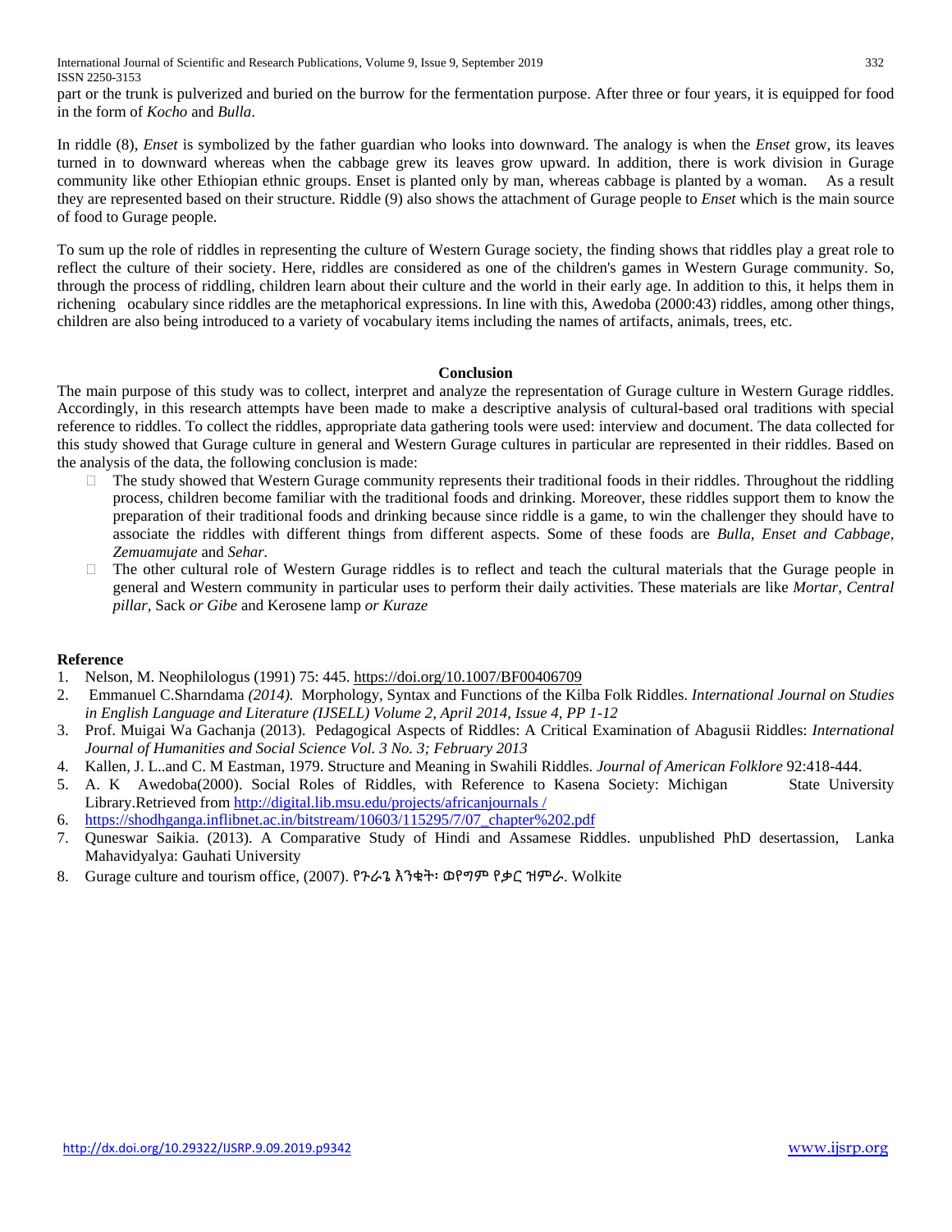part or the trunk is pulverized and buried on the burrow for the fermentation purpose. After three or four years, it is equipped for food in the form of *Kocho* and *Bulla*.

In riddle (8), *Enset* is symbolized by the father guardian who looks into downward. The analogy is when the *Enset* grow, its leaves turned in to downward whereas when the cabbage grew its leaves grow upward. In addition, there is work division in Gurage community like other Ethiopian ethnic groups. Enset is planted only by man, whereas cabbage is planted by a woman. As a result they are represented based on their structure. Riddle (9) also shows the attachment of Gurage people to *Enset* which is the main source of food to Gurage people.

To sum up the role of riddles in representing the culture of Western Gurage society, the finding shows that riddles play a great role to reflect the culture of their society. Here, riddles are considered as one of the children's games in Western Gurage community. So, through the process of riddling, children learn about their culture and the world in their early age. In addition to this, it helps them in richening ocabulary since riddles are the metaphorical expressions. In line with this, Awedoba (2000:43) riddles, among other things, children are also being introduced to a variety of vocabulary items including the names of artifacts, animals, trees, etc.

## Conclusion

The main purpose of this study was to collect, interpret and analyze the representation of Gurage culture in Western Gurage riddles. Accordingly, in this research attempts have been made to make a descriptive analysis of cultural-based oral traditions with special reference to riddles. To collect the riddles, appropriate data gathering tools were used: interview and document. The data collected for this study showed that Gurage culture in general and Western Gurage cultures in particular are represented in their riddles. Based on the analysis of the data, the following conclusion is made:

- The study showed that Western Gurage community represents their traditional foods in their riddles. Throughout the riddling process, children become familiar with the traditional foods and drinking. Moreover, these riddles support them to know the preparation of their traditional foods and drinking because since riddle is a game, to win the challenger they should have to associate the riddles with different things from different aspects. Some of these foods are *Bulla, Enset and Cabbage, Zemuamujate* and *Sehar.*
- The other cultural role of Western Gurage riddles is to reflect and teach the cultural materials that the Gurage people in general and Western community in particular uses to perform their daily activities. These materials are like *Mortar, Central pillar,* Sack *or Gibe* and Kerosene lamp *or Kuraze*

## Reference

1. Nelson, M. Neophilologus (1991) 75: 445. https://doi.org/10.1007/BF00406709
2. Emmanuel C.Sharndama *(2014).* Morphology, Syntax and Functions of the Kilba Folk Riddles. *International Journal on Studies in English Language and Literature (IJSELL) Volume 2, April 2014, Issue 4, PP 1-12*
3. Prof. Muigai Wa Gachanja (2013). Pedagogical Aspects of Riddles: A Critical Examination of Abagusii Riddles: *International Journal of Humanities and Social Science Vol. 3 No. 3; February 2013*
4. Kallen, J. L..and C. M Eastman, 1979. Structure and Meaning in Swahili Riddles. *Journal of American Folklore* 92:418-444.
5. A. K Awedoba(2000). Social Roles of Riddles, with Reference to Kasena Society: Michigan State University Library.Retrieved from http://digital.lib.msu.edu/projects/africanjournals /
6. https://shodhganga.inflibnet.ac.in/bitstream/10603/115295/7/07_chapter%202.pdf
7. Quneswar Saikia. (2013). A Comparative Study of Hindi and Assamese Riddles. unpublished PhD desertassion, Lanka Mahavidyalya: Gauhati University
8. Gurage culture and tourism office, (2007). የጉራጌ እንቁት፡ ወየግም የቃር ዝምራ. Wolkite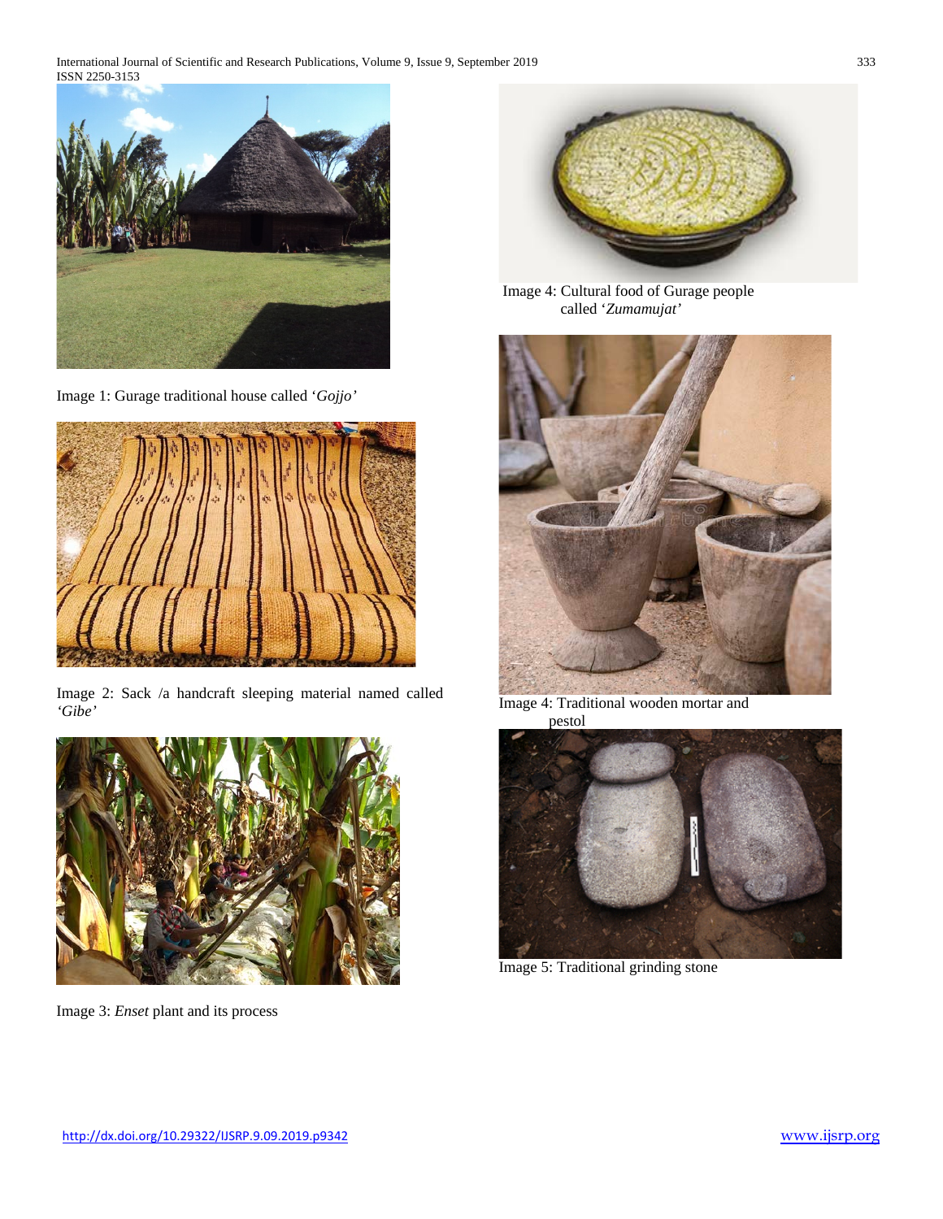Image 1: Gurage traditional house called '*Gojjo'*

Image 2: Sack /a handcraft sleeping material named called *'Gibe'*

Image 3: *Enset* plant and its process

Image 4: Cultural food of Gurage people called '*Zumamujat'*

Image 4: Traditional wooden mortar and pestol

Image 5: Traditional grinding stone